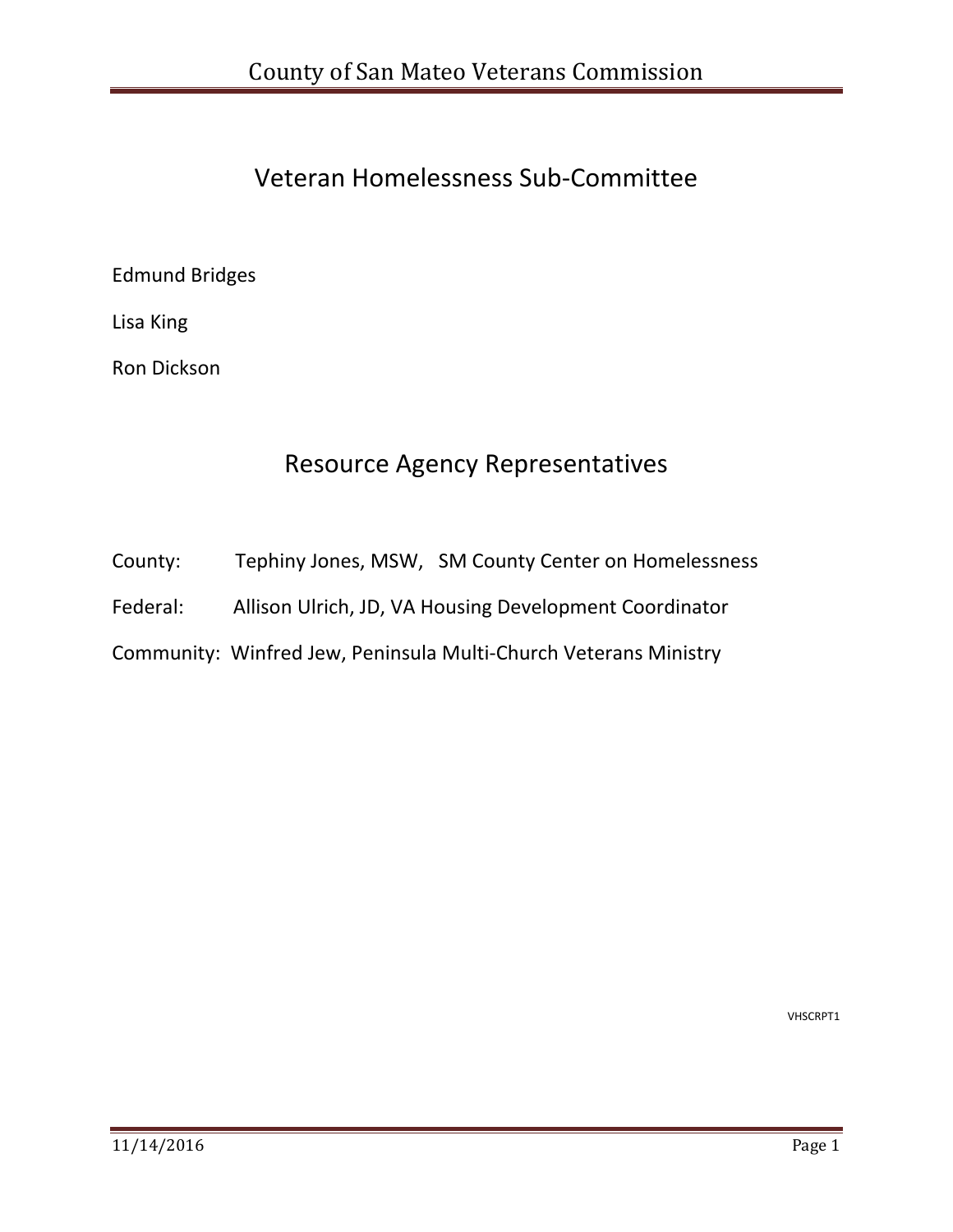# Veteran Homelessness Sub-Committee

Edmund Bridges

Lisa King

Ron Dickson

# Resource Agency Representatives

County: Tephiny Jones, MSW, SM County Center on Homelessness

Federal: Allison Ulrich, JD, VA Housing Development Coordinator

Community: Winfred Jew, Peninsula Multi-Church Veterans Ministry

VHSCRPT1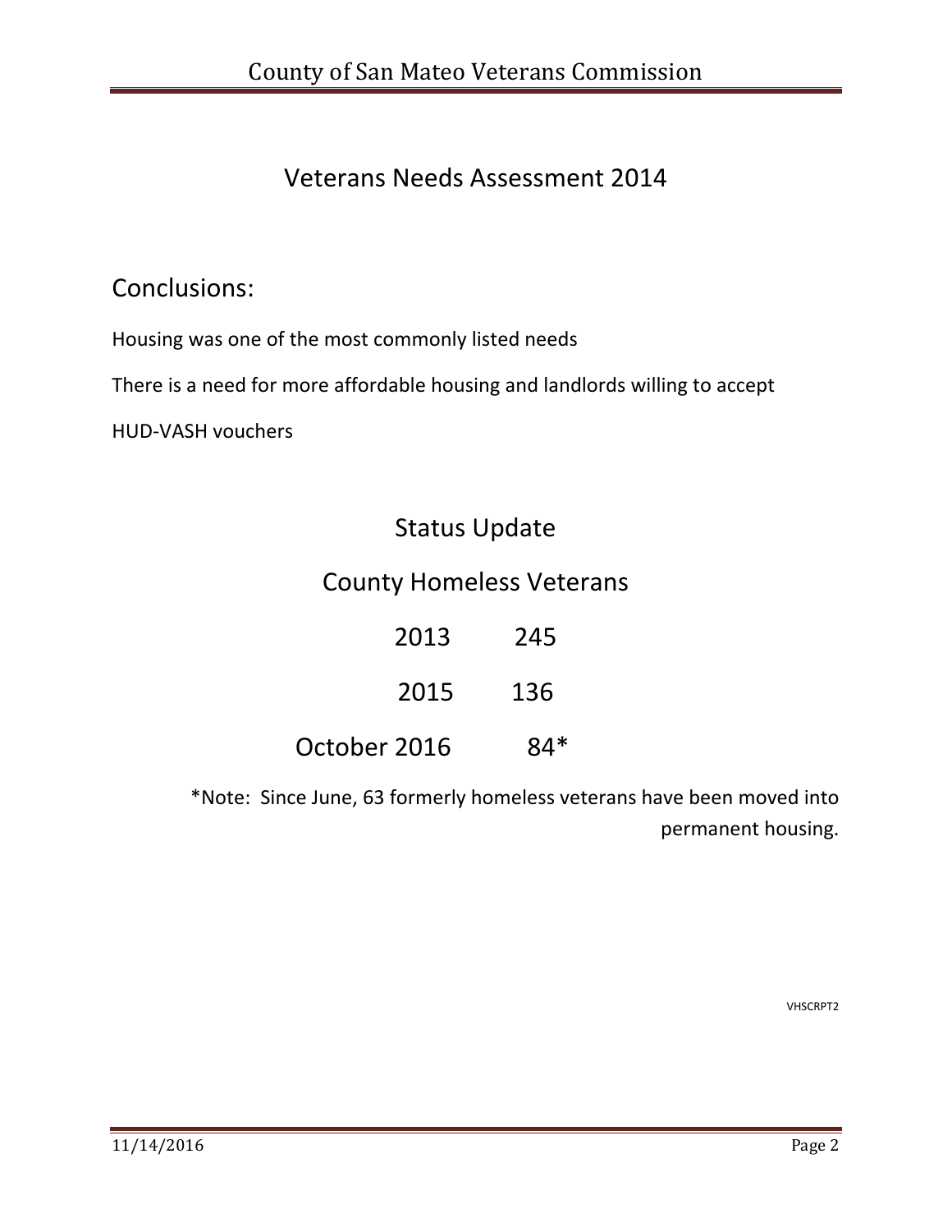# Veterans Needs Assessment 2014

## Conclusions:

Housing was one of the most commonly listed needs

There is a need for more affordable housing and landlords willing to accept HUD-VASH vouchers

## Status Update

## County Homeless Veterans

| | |
|---|---|
| 2013 | 245 |
| 2015 | 136 |
| October 2016 | 84* |

*Note: Since June, 63 formerly homeless veterans have been moved into permanent housing.

VHSCRPT2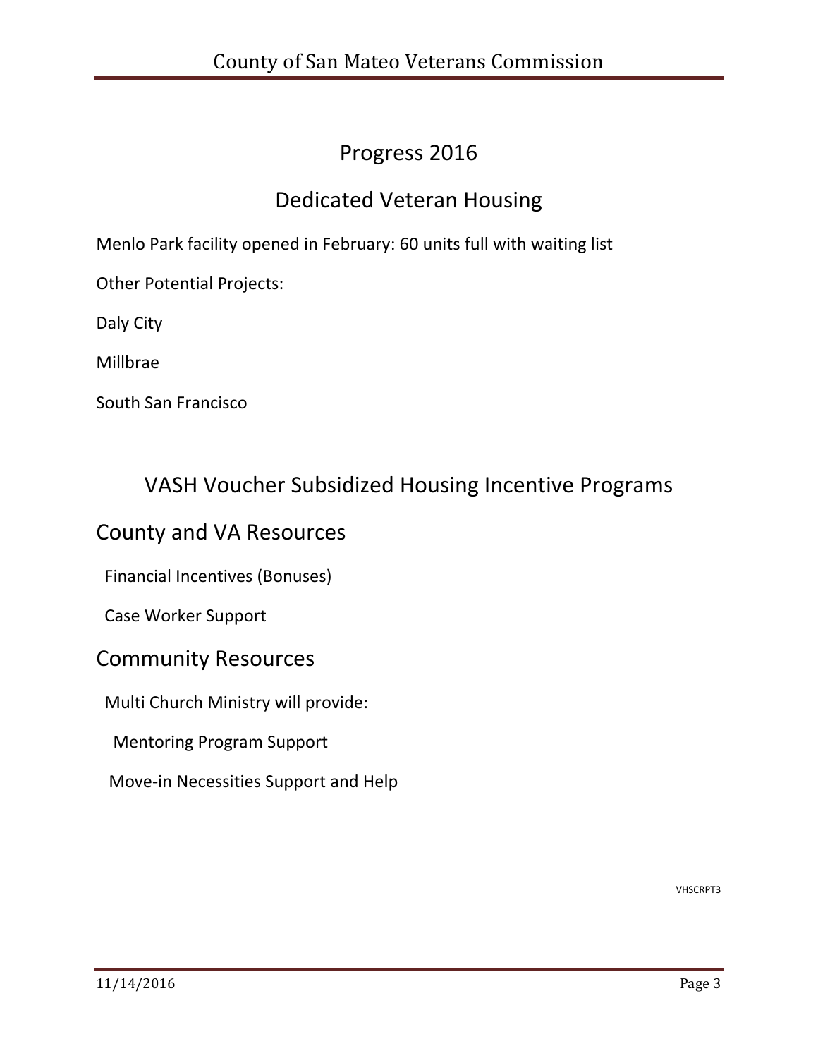## Progress 2016

## Dedicated Veteran Housing

Menlo Park facility opened in February: 60 units full with waiting list

Other Potential Projects:

Daly City

Millbrae

South San Francisco

## VASH Voucher Subsidized Housing Incentive Programs

### County and VA Resources

Financial Incentives (Bonuses)

Case Worker Support

### Community Resources

Multi Church Ministry will provide:

Mentoring Program Support

Move-in Necessities Support and Help

VHSCRPT3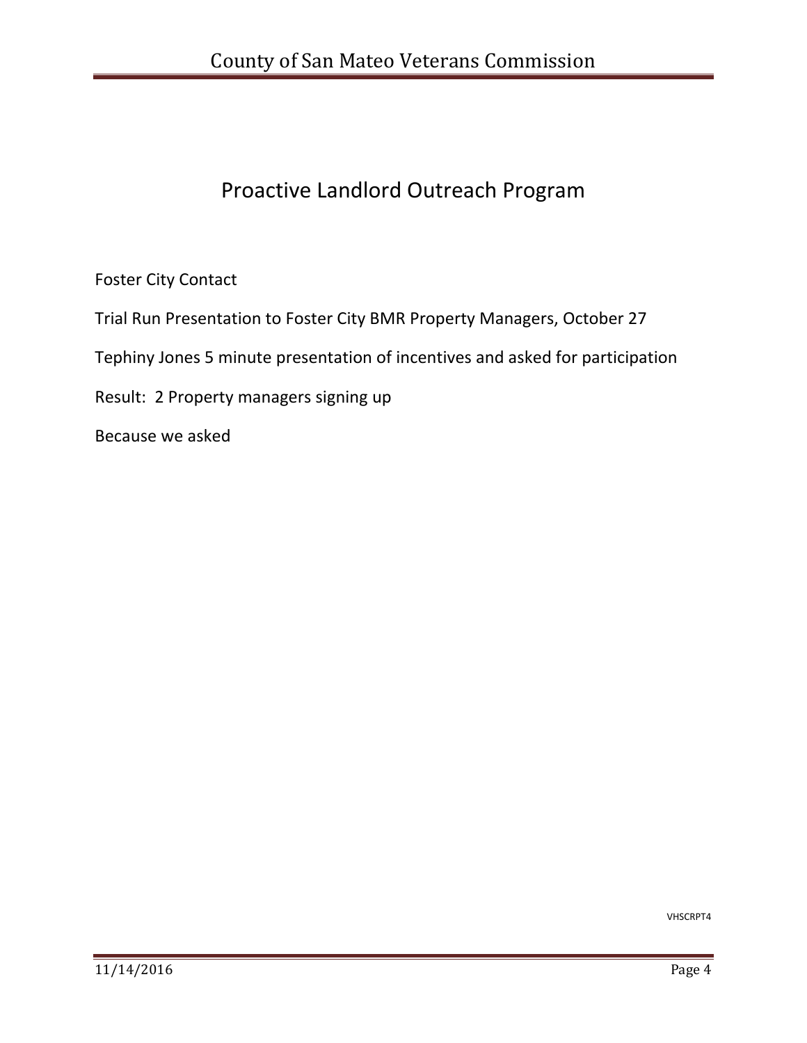# Proactive Landlord Outreach Program

Foster City Contact

Trial Run Presentation to Foster City BMR Property Managers, October 27

Tephiny Jones 5 minute presentation of incentives and asked for participation

Result: 2 Property managers signing up

Because we asked

VHSCRPT4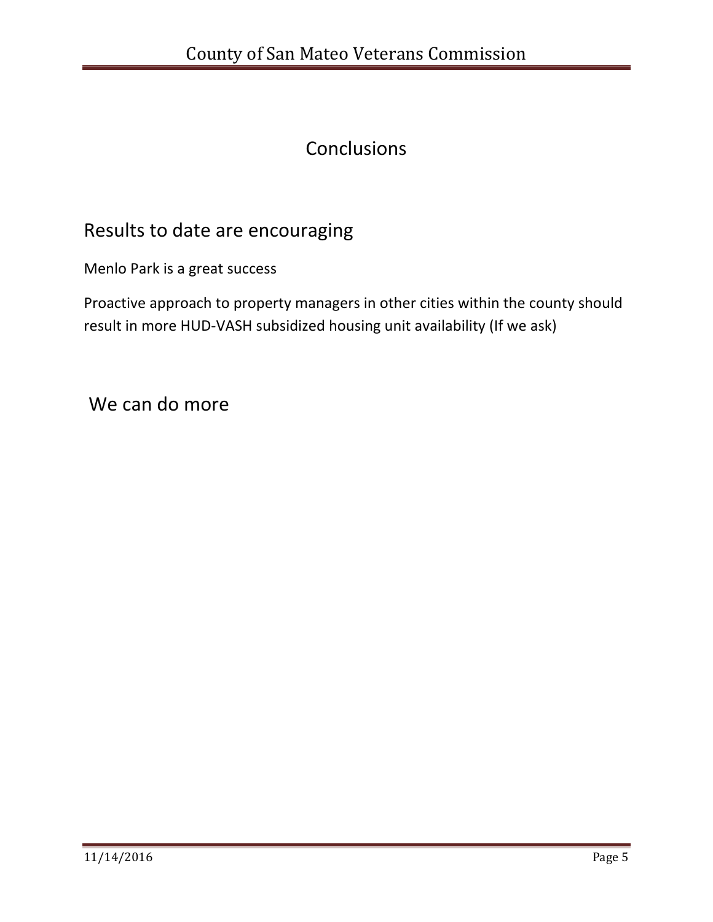# Conclusions

## Results to date are encouraging

Menlo Park is a great success

Proactive approach to property managers in other cities within the county should result in more HUD-VASH subsidized housing unit availability (If we ask)

## We can do more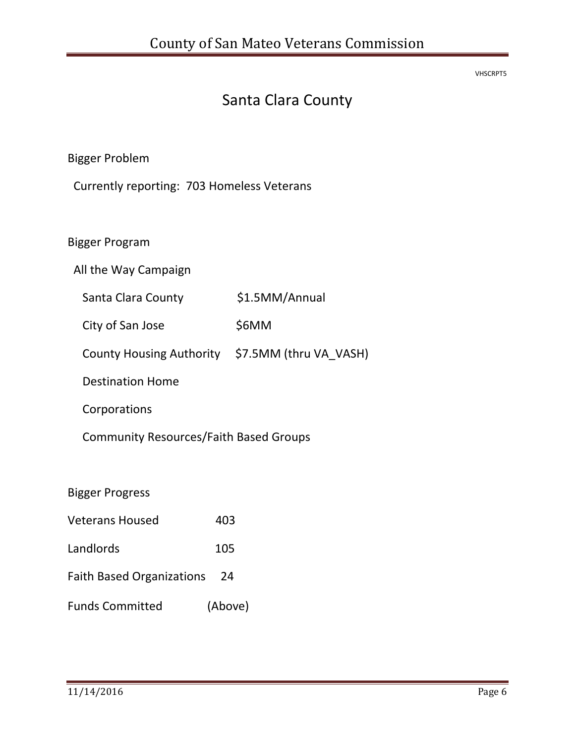VHSCRPT5

# Santa Clara County

Bigger Problem

Currently reporting: 703 Homeless Veterans

Bigger Program

All the Way Campaign

| | |
|---|---|
| Santa Clara County | $1.5MM/Annual |
| City of San Jose | $6MM |
| County Housing Authority | $7.5MM (thru VA_VASH) |
| Destination Home | |
| Corporations | |
| Community Resources/Faith Based Groups | |

Bigger Progress

| | |
|---|---|
| Veterans Housed | 403 |
| Landlords | 105 |
| Faith Based Organizations | 24 |
| Funds Committed | (Above) |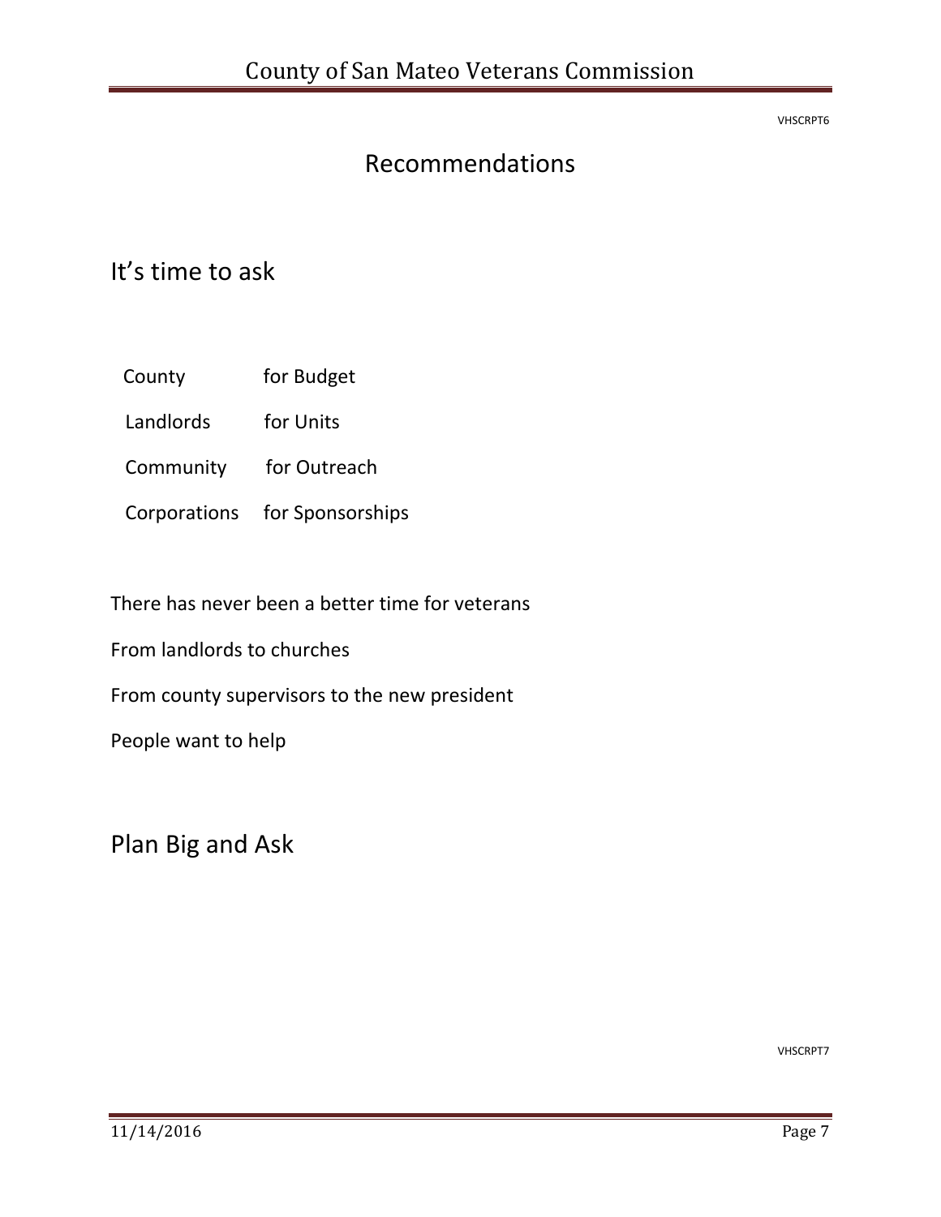VHSCRPT6

# Recommendations

## It's time to ask

| | |
|---|---|
| County | for Budget |
| Landlords | for Units |
| Community | for Outreach |
| Corporations | for Sponsorships |

There has never been a better time for veterans

From landlords to churches

From county supervisors to the new president

People want to help

## Plan Big and Ask

VHSCRPT7